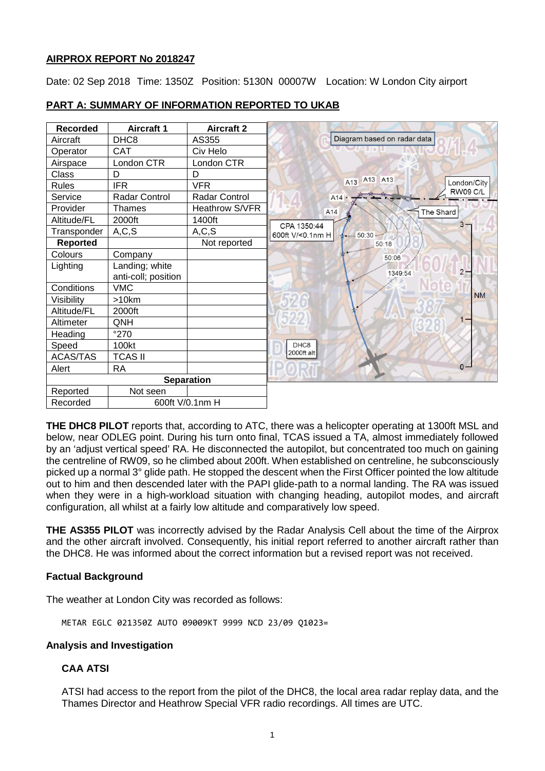**AIRPROX REPORT No 2018247**

Date: 02 Sep 2018 Time: 1350Z Position: 5130N 00007W Location: W London City airport

**PART A: SUMMARY OF INFORMATION REPORTED TO UKAB**

| Recorded | Aircraft 1 | Aircraft 2 |
|---|---|---|
| Aircraft | DHC8 | AS355 |
| Operator | CAT | Civ Helo |
| Airspace | London CTR | London CTR |
| Class | D | D |
| Rules | IFR | VFR |
| Service | Radar Control | Radar Control |
| Provider | Thames | Heathrow S/VFR |
| Altitude/FL | 2000ft | 1400ft |
| Transponder | A,C,S | A,C,S |
| **Reported** | | Not reported |
| Colours | Company | |
| Lighting | Landing; white anti-coll; position | |
| Conditions | VMC | |
| Visibility | >10km | |
| Altitude/FL | 2000ft | |
| Altimeter | QNH | |
| Heading | °270 | |
| Speed | 100kt | |
| ACAS/TAS | TCAS II | |
| Alert | RA | |
| **Separation** | | |
| Reported | Not seen | |
| Recorded | 600ft V/0.1nm H | |

Diagram based on radar data

**THE DHC8 PILOT** reports that, according to ATC, there was a helicopter operating at 1300ft MSL and below, near ODLEG point. During his turn onto final, TCAS issued a TA, almost immediately followed by an 'adjust vertical speed' RA. He disconnected the autopilot, but concentrated too much on gaining the centreline of RW09, so he climbed about 200ft. When established on centreline, he subconsciously picked up a normal 3° glide path. He stopped the descent when the First Officer pointed the low altitude out to him and then descended later with the PAPI glide-path to a normal landing. The RA was issued when they were in a high-workload situation with changing heading, autopilot modes, and aircraft configuration, all whilst at a fairly low altitude and comparatively low speed.

**THE AS355 PILOT** was incorrectly advised by the Radar Analysis Cell about the time of the Airprox and the other aircraft involved. Consequently, his initial report referred to another aircraft rather than the DHC8. He was informed about the correct information but a revised report was not received.

**Factual Background**

The weather at London City was recorded as follows:

```
METAR EGLC 021350Z AUTO 09009KT 9999 NCD 23/09 Q1023=
```

**Analysis and Investigation**

**CAA ATSI**

ATSI had access to the report from the pilot of the DHC8, the local area radar replay data, and the Thames Director and Heathrow Special VFR radio recordings. All times are UTC.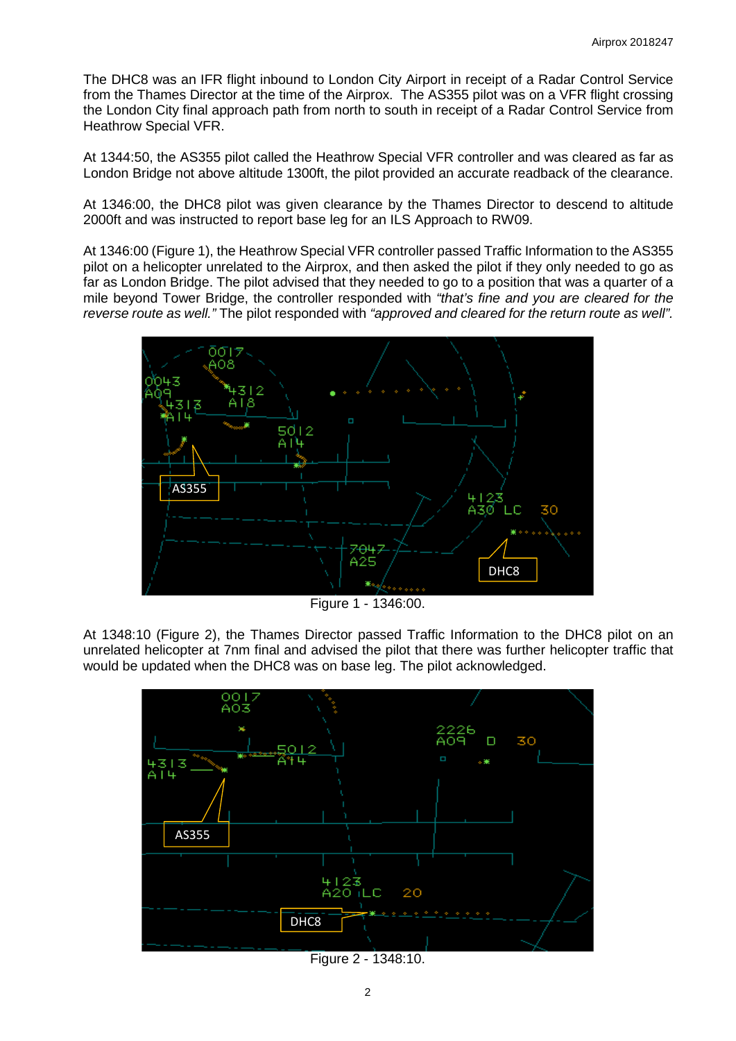The DHC8 was an IFR flight inbound to London City Airport in receipt of a Radar Control Service from the Thames Director at the time of the Airprox. The AS355 pilot was on a VFR flight crossing the London City final approach path from north to south in receipt of a Radar Control Service from Heathrow Special VFR.

At 1344:50, the AS355 pilot called the Heathrow Special VFR controller and was cleared as far as London Bridge not above altitude 1300ft, the pilot provided an accurate readback of the clearance.

At 1346:00, the DHC8 pilot was given clearance by the Thames Director to descend to altitude 2000ft and was instructed to report base leg for an ILS Approach to RW09.

At 1346:00 (Figure 1), the Heathrow Special VFR controller passed Traffic Information to the AS355 pilot on a helicopter unrelated to the Airprox, and then asked the pilot if they only needed to go as far as London Bridge. The pilot advised that they needed to go to a position that was a quarter of a mile beyond Tower Bridge, the controller responded with *"that's fine and you are cleared for the reverse route as well."* The pilot responded with *"approved and cleared for the return route as well"*.

Figure 1 - 1346:00.

At 1348:10 (Figure 2), the Thames Director passed Traffic Information to the DHC8 pilot on an unrelated helicopter at 7nm final and advised the pilot that there was further helicopter traffic that would be updated when the DHC8 was on base leg. The pilot acknowledged.

Figure 2 - 1348:10.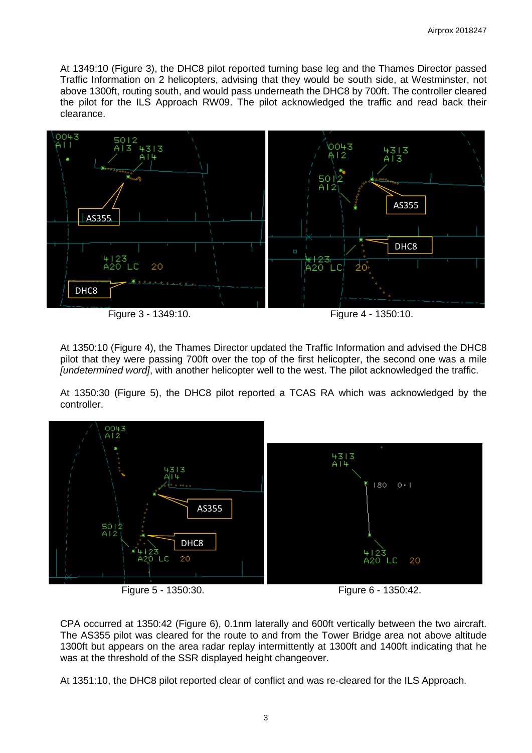At 1349:10 (Figure 3), the DHC8 pilot reported turning base leg and the Thames Director passed Traffic Information on 2 helicopters, advising that they would be south side, at Westminster, not above 1300ft, routing south, and would pass underneath the DHC8 by 700ft. The controller cleared the pilot for the ILS Approach RW09. The pilot acknowledged the traffic and read back their clearance.

Figure 3 - 1349:10.

Figure 4 - 1350:10.

At 1350:10 (Figure 4), the Thames Director updated the Traffic Information and advised the DHC8 pilot that they were passing 700ft over the top of the first helicopter, the second one was a mile *[undetermined word]*, with another helicopter well to the west. The pilot acknowledged the traffic.

At 1350:30 (Figure 5), the DHC8 pilot reported a TCAS RA which was acknowledged by the controller.

Figure 5 - 1350:30.

Figure 6 - 1350:42.

CPA occurred at 1350:42 (Figure 6), 0.1nm laterally and 600ft vertically between the two aircraft. The AS355 pilot was cleared for the route to and from the Tower Bridge area not above altitude 1300ft but appears on the area radar replay intermittently at 1300ft and 1400ft indicating that he was at the threshold of the SSR displayed height changeover.

At 1351:10, the DHC8 pilot reported clear of conflict and was re-cleared for the ILS Approach.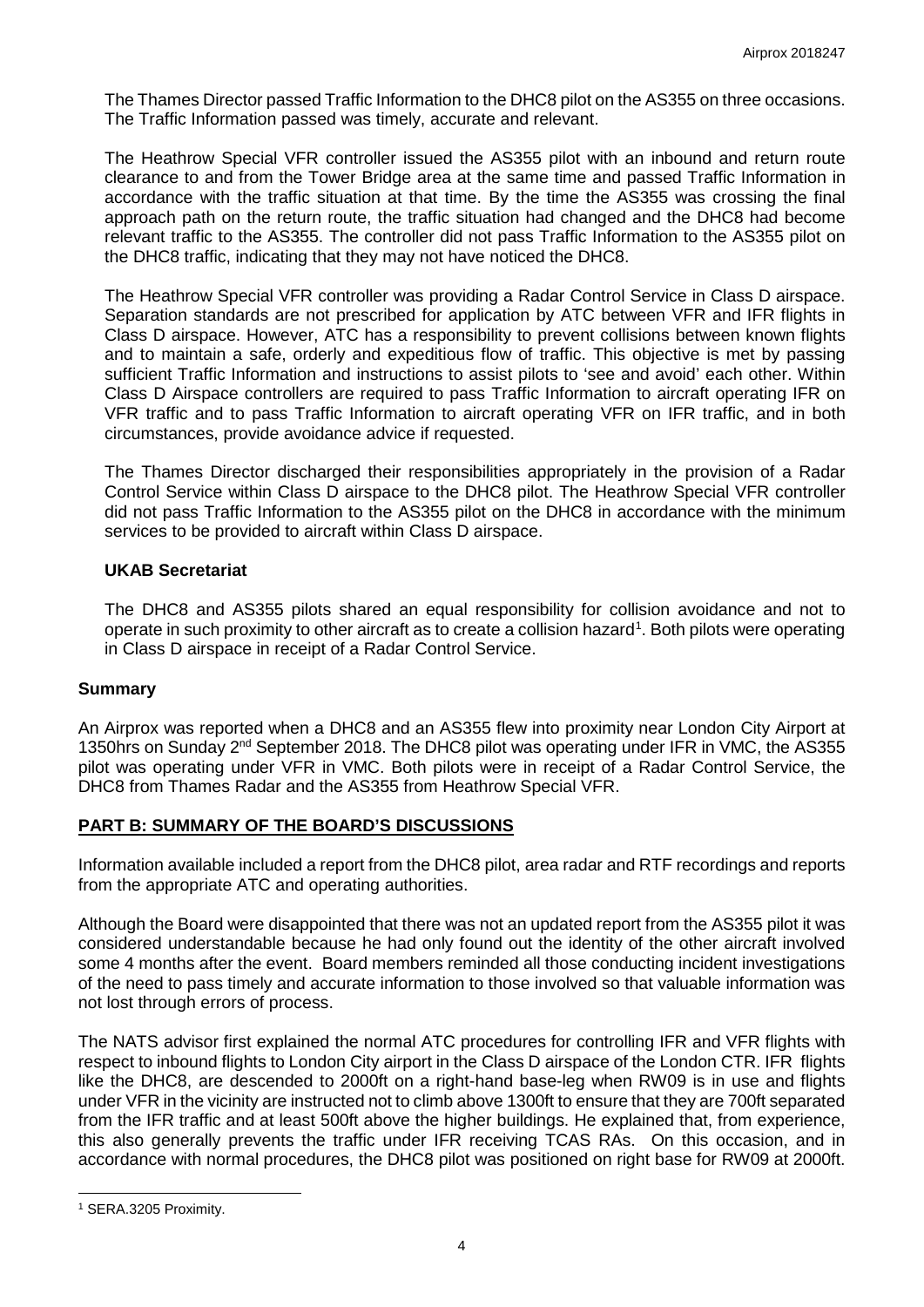The Thames Director passed Traffic Information to the DHC8 pilot on the AS355 on three occasions. The Traffic Information passed was timely, accurate and relevant.

The Heathrow Special VFR controller issued the AS355 pilot with an inbound and return route clearance to and from the Tower Bridge area at the same time and passed Traffic Information in accordance with the traffic situation at that time. By the time the AS355 was crossing the final approach path on the return route, the traffic situation had changed and the DHC8 had become relevant traffic to the AS355. The controller did not pass Traffic Information to the AS355 pilot on the DHC8 traffic, indicating that they may not have noticed the DHC8.

The Heathrow Special VFR controller was providing a Radar Control Service in Class D airspace. Separation standards are not prescribed for application by ATC between VFR and IFR flights in Class D airspace. However, ATC has a responsibility to prevent collisions between known flights and to maintain a safe, orderly and expeditious flow of traffic. This objective is met by passing sufficient Traffic Information and instructions to assist pilots to 'see and avoid' each other. Within Class D Airspace controllers are required to pass Traffic Information to aircraft operating IFR on VFR traffic and to pass Traffic Information to aircraft operating VFR on IFR traffic, and in both circumstances, provide avoidance advice if requested.

The Thames Director discharged their responsibilities appropriately in the provision of a Radar Control Service within Class D airspace to the DHC8 pilot. The Heathrow Special VFR controller did not pass Traffic Information to the AS355 pilot on the DHC8 in accordance with the minimum services to be provided to aircraft within Class D airspace.

### UKAB Secretariat

The DHC8 and AS355 pilots shared an equal responsibility for collision avoidance and not to operate in such proximity to other aircraft as to create a collision hazard[1]. Both pilots were operating in Class D airspace in receipt of a Radar Control Service.

## Summary

An Airprox was reported when a DHC8 and an AS355 flew into proximity near London City Airport at 1350hrs on Sunday 2nd September 2018. The DHC8 pilot was operating under IFR in VMC, the AS355 pilot was operating under VFR in VMC. Both pilots were in receipt of a Radar Control Service, the DHC8 from Thames Radar and the AS355 from Heathrow Special VFR.

## PART B: SUMMARY OF THE BOARD'S DISCUSSIONS

Information available included a report from the DHC8 pilot, area radar and RTF recordings and reports from the appropriate ATC and operating authorities.

Although the Board were disappointed that there was not an updated report from the AS355 pilot it was considered understandable because he had only found out the identity of the other aircraft involved some 4 months after the event. Board members reminded all those conducting incident investigations of the need to pass timely and accurate information to those involved so that valuable information was not lost through errors of process.

The NATS advisor first explained the normal ATC procedures for controlling IFR and VFR flights with respect to inbound flights to London City airport in the Class D airspace of the London CTR. IFR flights like the DHC8, are descended to 2000ft on a right-hand base-leg when RW09 is in use and flights under VFR in the vicinity are instructed not to climb above 1300ft to ensure that they are 700ft separated from the IFR traffic and at least 500ft above the higher buildings. He explained that, from experience, this also generally prevents the traffic under IFR receiving TCAS RAs. On this occasion, and in accordance with normal procedures, the DHC8 pilot was positioned on right base for RW09 at 2000ft.

[1] SERA.3205 Proximity.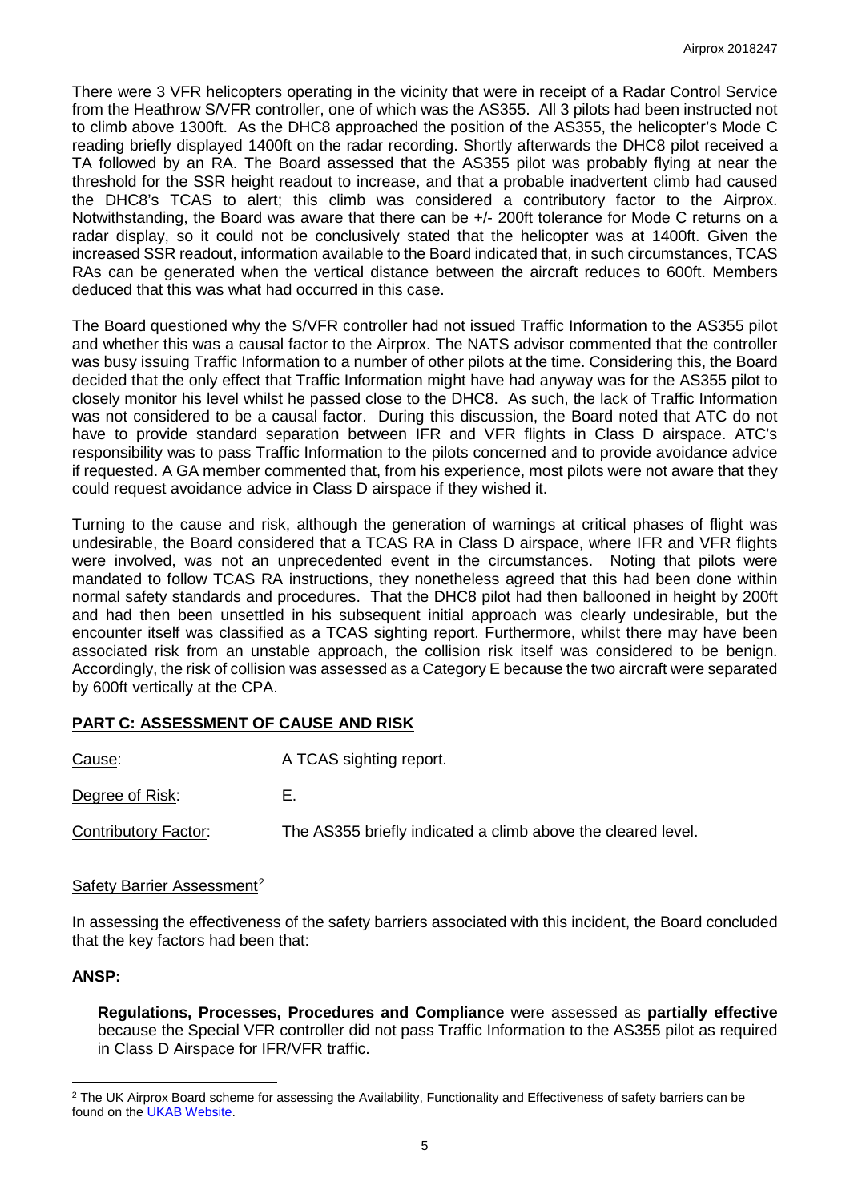There were 3 VFR helicopters operating in the vicinity that were in receipt of a Radar Control Service from the Heathrow S/VFR controller, one of which was the AS355. All 3 pilots had been instructed not to climb above 1300ft. As the DHC8 approached the position of the AS355, the helicopter's Mode C reading briefly displayed 1400ft on the radar recording. Shortly afterwards the DHC8 pilot received a TA followed by an RA. The Board assessed that the AS355 pilot was probably flying at near the threshold for the SSR height readout to increase, and that a probable inadvertent climb had caused the DHC8's TCAS to alert; this climb was considered a contributory factor to the Airprox. Notwithstanding, the Board was aware that there can be +/- 200ft tolerance for Mode C returns on a radar display, so it could not be conclusively stated that the helicopter was at 1400ft. Given the increased SSR readout, information available to the Board indicated that, in such circumstances, TCAS RAs can be generated when the vertical distance between the aircraft reduces to 600ft. Members deduced that this was what had occurred in this case.

The Board questioned why the S/VFR controller had not issued Traffic Information to the AS355 pilot and whether this was a causal factor to the Airprox. The NATS advisor commented that the controller was busy issuing Traffic Information to a number of other pilots at the time. Considering this, the Board decided that the only effect that Traffic Information might have had anyway was for the AS355 pilot to closely monitor his level whilst he passed close to the DHC8. As such, the lack of Traffic Information was not considered to be a causal factor. During this discussion, the Board noted that ATC do not have to provide standard separation between IFR and VFR flights in Class D airspace. ATC's responsibility was to pass Traffic Information to the pilots concerned and to provide avoidance advice if requested. A GA member commented that, from his experience, most pilots were not aware that they could request avoidance advice in Class D airspace if they wished it.

Turning to the cause and risk, although the generation of warnings at critical phases of flight was undesirable, the Board considered that a TCAS RA in Class D airspace, where IFR and VFR flights were involved, was not an unprecedented event in the circumstances. Noting that pilots were mandated to follow TCAS RA instructions, they nonetheless agreed that this had been done within normal safety standards and procedures. That the DHC8 pilot had then ballooned in height by 200ft and had then been unsettled in his subsequent initial approach was clearly undesirable, but the encounter itself was classified as a TCAS sighting report. Furthermore, whilst there may have been associated risk from an unstable approach, the collision risk itself was considered to be benign. Accordingly, the risk of collision was assessed as a Category E because the two aircraft were separated by 600ft vertically at the CPA.

## PART C: ASSESSMENT OF CAUSE AND RISK

Cause: A TCAS sighting report.

Degree of Risk: E.

Contributory Factor: The AS355 briefly indicated a climb above the cleared level.

Safety Barrier Assessment[2]

In assessing the effectiveness of the safety barriers associated with this incident, the Board concluded that the key factors had been that:

**ANSP:**

**Regulations, Processes, Procedures and Compliance** were assessed as **partially effective** because the Special VFR controller did not pass Traffic Information to the AS355 pilot as required in Class D Airspace for IFR/VFR traffic.

[2] The UK Airprox Board scheme for assessing the Availability, Functionality and Effectiveness of safety barriers can be found on the UKAB Website.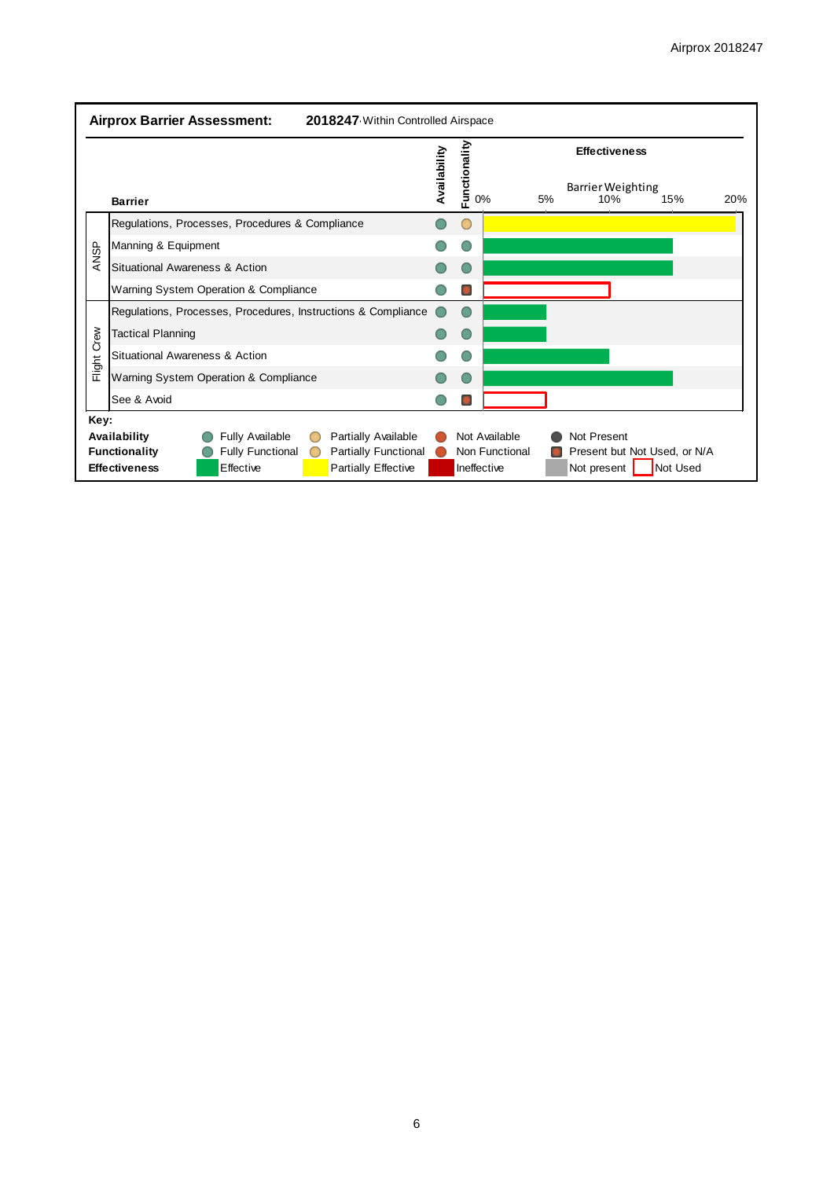**Airprox Barrier Assessment:** **2018247** Within Controlled Airspace

| | Barrier | Availability | Functionality | Effectiveness |
|---|---|---|---|---|
| ANSP | Regulations, Processes, Procedures & Compliance | Fully Available | Partially Functional | Partially Effective |
| | Manning & Equipment | Fully Available | Fully Functional | Effective |
| | Situational Awareness & Action | Fully Available | Fully Functional | Effective |
| | Warning System Operation & Compliance | Fully Available | Present but Not Used, or N/A | Not Used |
| Flight Crew | Regulations, Processes, Procedures, Instructions & Compliance | Fully Available | Fully Functional | Effective |
| | Tactical Planning | Fully Available | Fully Functional | Effective |
| | Situational Awareness & Action | Fully Available | Fully Functional | Effective |
| | Warning System Operation & Compliance | Fully Available | Fully Functional | Effective |
| | See & Avoid | Fully Available | Present but Not Used, or N/A | Not Used |

Effectiveness

Barrier Weighting

0% 5% 10% 15% 20%

**Key:**

**Availability**: Fully Available, Partially Available, Not Available, Not Present

**Functionality**: Fully Functional, Partially Functional, Non Functional, Present but Not Used, or N/A

**Effectiveness**: Effective, Partially Effective, Ineffective, Not present, Not Used